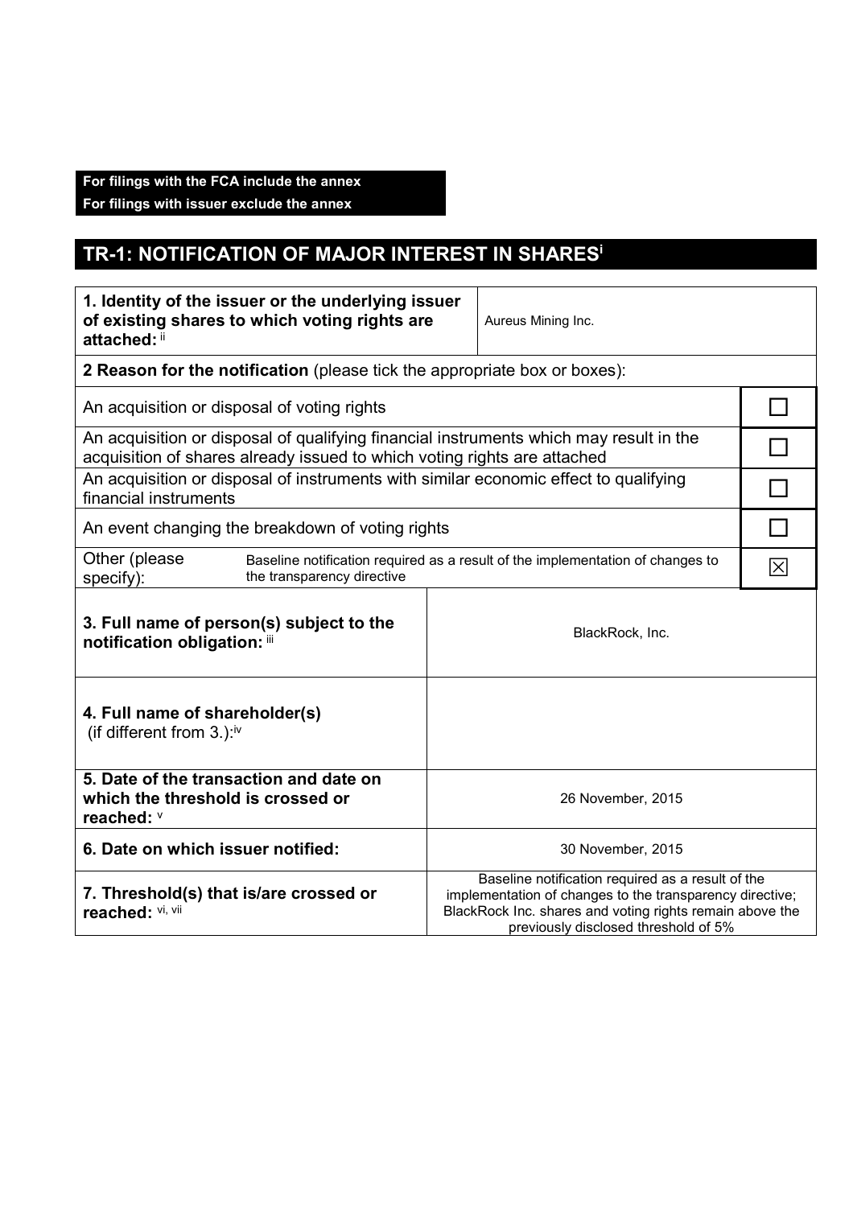**For filings with the FCA include the annex**
**For filings with issuer exclude the annex**

## TR-1: NOTIFICATION OF MAJOR INTEREST IN SHARES[i]

| **1. Identity of the issuer or the underlying issuer of existing shares to which voting rights are attached:** [ii] | Aureus Mining Inc. |
|---|---|

**2 Reason for the notification** (please tick the appropriate box or boxes):

| | |
|---|---|
| An acquisition or disposal of voting rights | ☐ |
| An acquisition or disposal of qualifying financial instruments which may result in the acquisition of shares already issued to which voting rights are attached | ☐ |
| An acquisition or disposal of instruments with similar economic effect to qualifying financial instruments | ☐ |
| An event changing the breakdown of voting rights | ☐ |
| Other (please specify): Baseline notification required as a result of the implementation of changes to the transparency directive | ☒ |

| | |
|---|---|
| **3. Full name of person(s) subject to the notification obligation:** [iii] | BlackRock, Inc. |
| **4. Full name of shareholder(s)** (if different from 3.):[iv] | |
| **5. Date of the transaction and date on which the threshold is crossed or reached:** [v] | 26 November, 2015 |
| **6. Date on which issuer notified:** | 30 November, 2015 |
| **7. Threshold(s) that is/are crossed or reached:** [vi, vii] | Baseline notification required as a result of the implementation of changes to the transparency directive; BlackRock Inc. shares and voting rights remain above the previously disclosed threshold of 5% |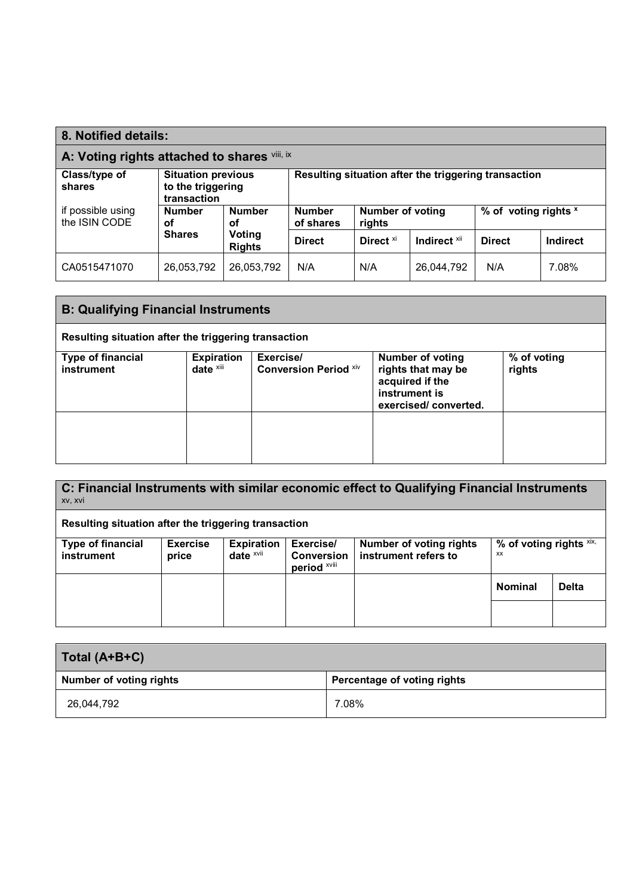## 8. Notified details:

### A: Voting rights attached to shares [viii, ix]

| Class/type of shares<br>if possible using the ISIN CODE | Situation previous to the triggering transaction | | Resulting situation after the triggering transaction | | | | |
|---|---|---|---|---|---|---|---|
| | Number of Shares | Number of Voting Rights | Number of shares | Number of voting rights | | % of voting rights [x] | |
| | | | Direct | Direct [xi] | Indirect [xii] | Direct | Indirect |
| CA0515471070 | 26,053,792 | 26,053,792 | N/A | N/A | 26,044,792 | N/A | 7.08% |

### B: Qualifying Financial Instruments

**Resulting situation after the triggering transaction**

| Type of financial instrument | Expiration date [xiii] | Exercise/ Conversion Period [xiv] | Number of voting rights that may be acquired if the instrument is exercised/ converted. | % of voting rights |
|---|---|---|---|---|
| | | | | |

### C: Financial Instruments with similar economic effect to Qualifying Financial Instruments [xv, xvi]

**Resulting situation after the triggering transaction**

| Type of financial instrument | Exercise price | Expiration date [xvii] | Exercise/ Conversion period [xviii] | Number of voting rights instrument refers to | % of voting rights [xix, xx] | |
|---|---|---|---|---|---|---|
| | | | | | Nominal | Delta |
| | | | | | | |

### Total (A+B+C)

| Number of voting rights | Percentage of voting rights |
|---|---|
| 26,044,792 | 7.08% |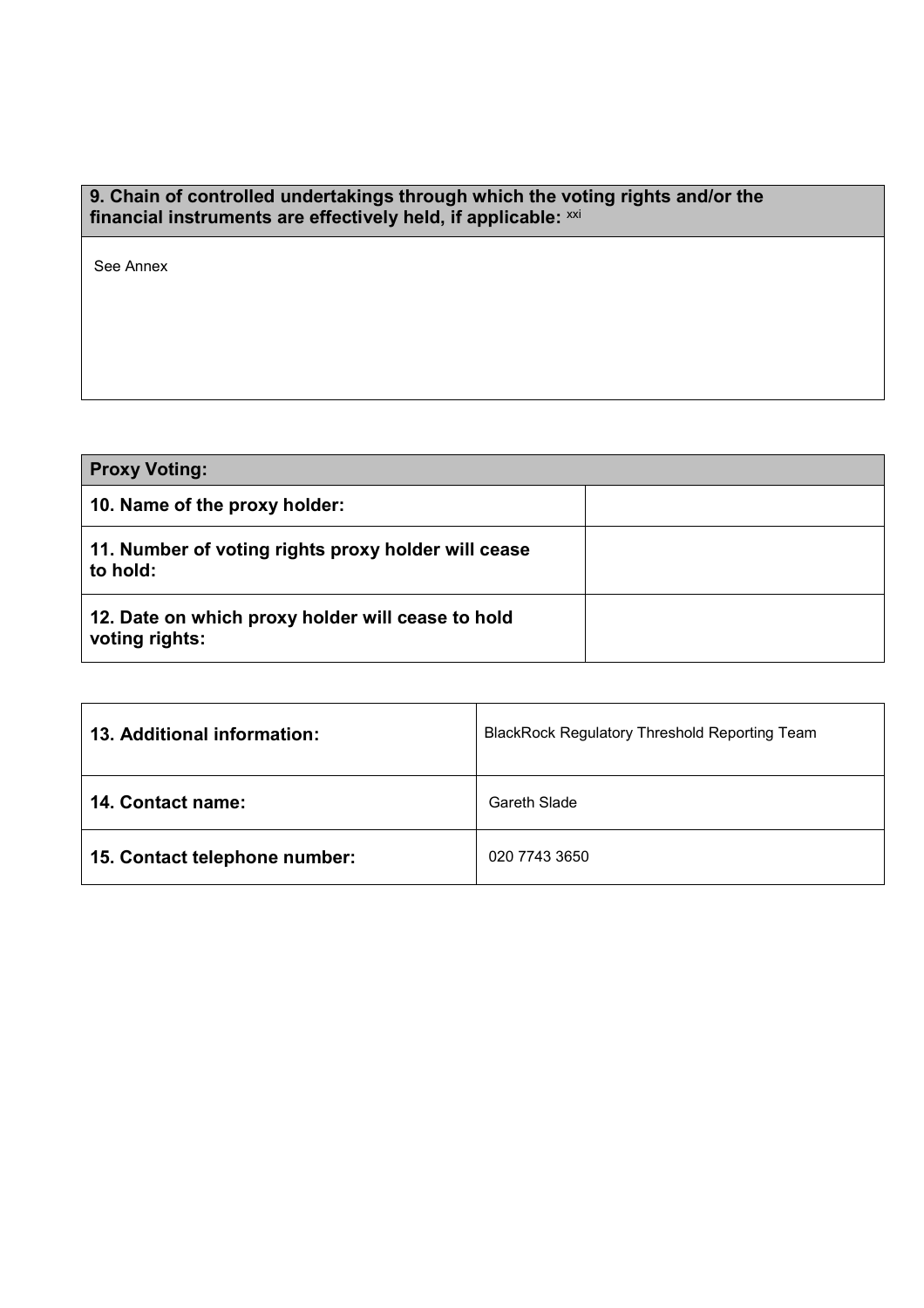| **9. Chain of controlled undertakings through which the voting rights and/or the financial instruments are effectively held, if applicable:** [xxi] |
| --- |
| See Annex |

| **Proxy Voting:** | |
| --- | --- |
| **10. Name of the proxy holder:** | |
| **11. Number of voting rights proxy holder will cease to hold:** | |
| **12. Date on which proxy holder will cease to hold voting rights:** | |

| **13. Additional information:** | BlackRock Regulatory Threshold Reporting Team |
| --- | --- |
| **14. Contact name:** | Gareth Slade |
| **15. Contact telephone number:** | 020 7743 3650 |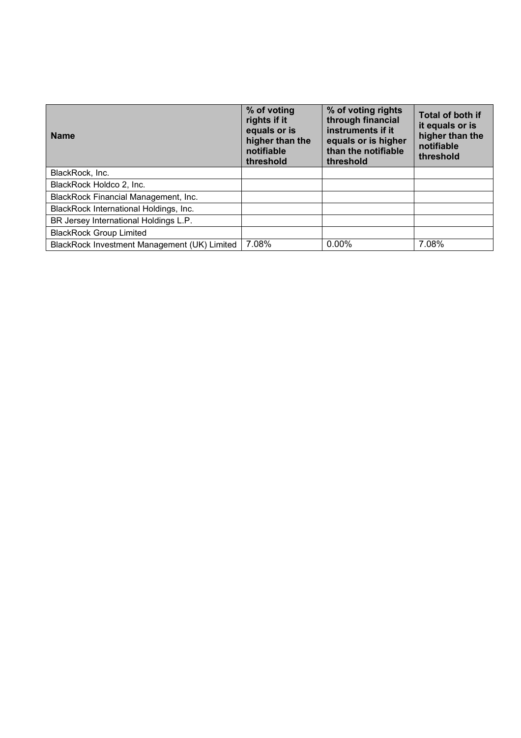| Name | % of voting rights if it equals or is higher than the notifiable threshold | % of voting rights through financial instruments if it equals or is higher than the notifiable threshold | Total of both if it equals or is higher than the notifiable threshold |
|---|---|---|---|
| BlackRock, Inc. | | | |
| BlackRock Holdco 2, Inc. | | | |
| BlackRock Financial Management, Inc. | | | |
| BlackRock International Holdings, Inc. | | | |
| BR Jersey International Holdings L.P. | | | |
| BlackRock Group Limited | | | |
| BlackRock Investment Management (UK) Limited | 7.08% | 0.00% | 7.08% |